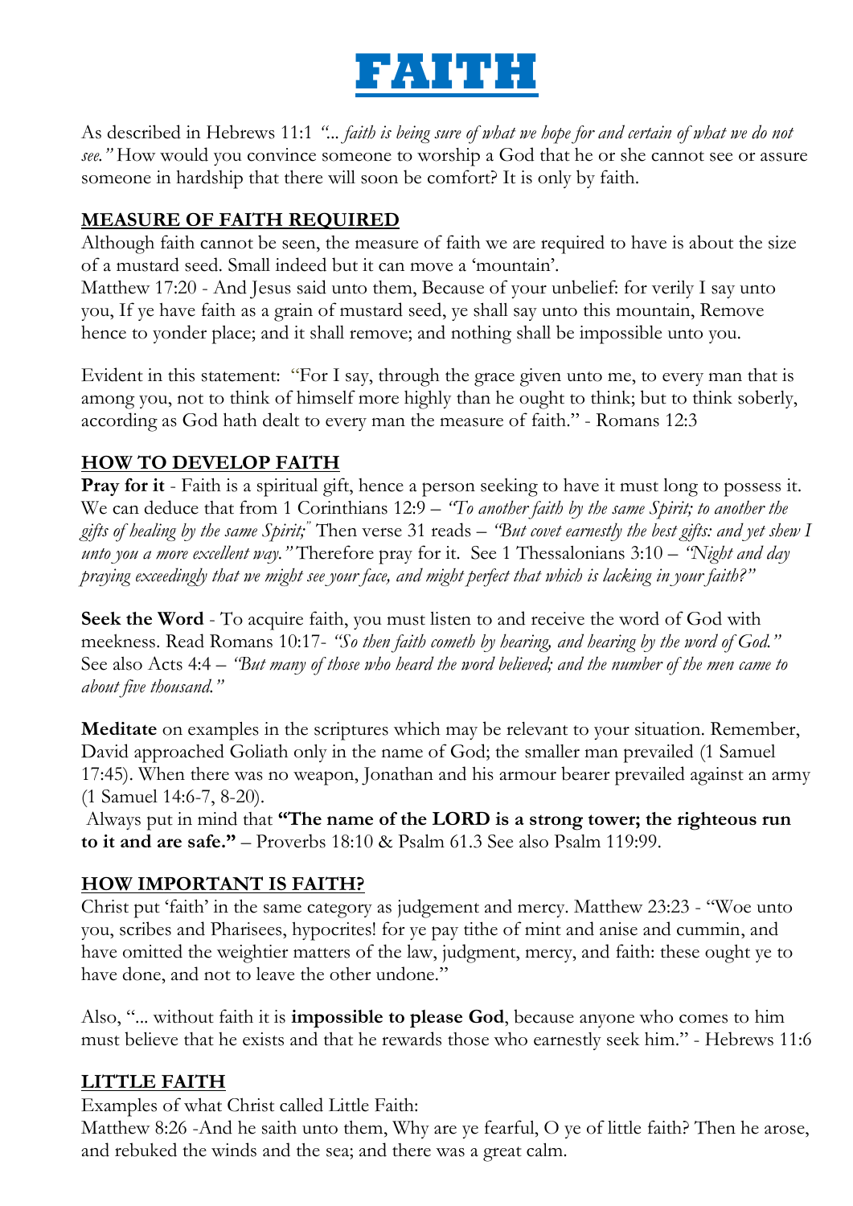# FAITH

As described in Hebrews 11:1 *"... faith is being sure of what we hope for and certain of what we do not see."* How would you convince someone to worship a God that he or she cannot see or assure someone in hardship that there will soon be comfort? It is only by faith.

## MEASURE OF FAITH REQUIRED

Although faith cannot be seen, the measure of faith we are required to have is about the size of a mustard seed. Small indeed but it can move a 'mountain'.
Matthew 17:20 - And Jesus said unto them, Because of your unbelief: for verily I say unto you, If ye have faith as a grain of mustard seed, ye shall say unto this mountain, Remove hence to yonder place; and it shall remove; and nothing shall be impossible unto you.

Evident in this statement: "For I say, through the grace given unto me, to every man that is among you, not to think of himself more highly than he ought to think; but to think soberly, according as God hath dealt to every man the measure of faith." - Romans 12:3

## HOW TO DEVELOP FAITH

**Pray for it** - Faith is a spiritual gift, hence a person seeking to have it must long to possess it. We can deduce that from 1 Corinthians 12:9 – *"To another faith by the same Spirit; to another the gifts of healing by the same Spirit;"* Then verse 31 reads – *"But covet earnestly the best gifts: and yet shew I unto you a more excellent way."* Therefore pray for it. See 1 Thessalonians 3:10 – *"Night and day praying exceedingly that we might see your face, and might perfect that which is lacking in your faith?"*

**Seek the Word** - To acquire faith, you must listen to and receive the word of God with meekness. Read Romans 10:17- *"So then faith cometh by hearing, and hearing by the word of God."* See also Acts 4:4 – *"But many of those who heard the word believed; and the number of the men came to about five thousand."*

**Meditate** on examples in the scriptures which may be relevant to your situation. Remember, David approached Goliath only in the name of God; the smaller man prevailed (1 Samuel 17:45). When there was no weapon, Jonathan and his armour bearer prevailed against an army (1 Samuel 14:6-7, 8-20).
Always put in mind that **"The name of the LORD is a strong tower; the righteous run to it and are safe."** – Proverbs 18:10 & Psalm 61.3 See also Psalm 119:99.

## HOW IMPORTANT IS FAITH?

Christ put 'faith' in the same category as judgement and mercy. Matthew 23:23 - "Woe unto you, scribes and Pharisees, hypocrites! for ye pay tithe of mint and anise and cummin, and have omitted the weightier matters of the law, judgment, mercy, and faith: these ought ye to have done, and not to leave the other undone."

Also, "... without faith it is **impossible to please God**, because anyone who comes to him must believe that he exists and that he rewards those who earnestly seek him." - Hebrews 11:6

## LITTLE FAITH

Examples of what Christ called Little Faith:
Matthew 8:26 -And he saith unto them, Why are ye fearful, O ye of little faith? Then he arose, and rebuked the winds and the sea; and there was a great calm.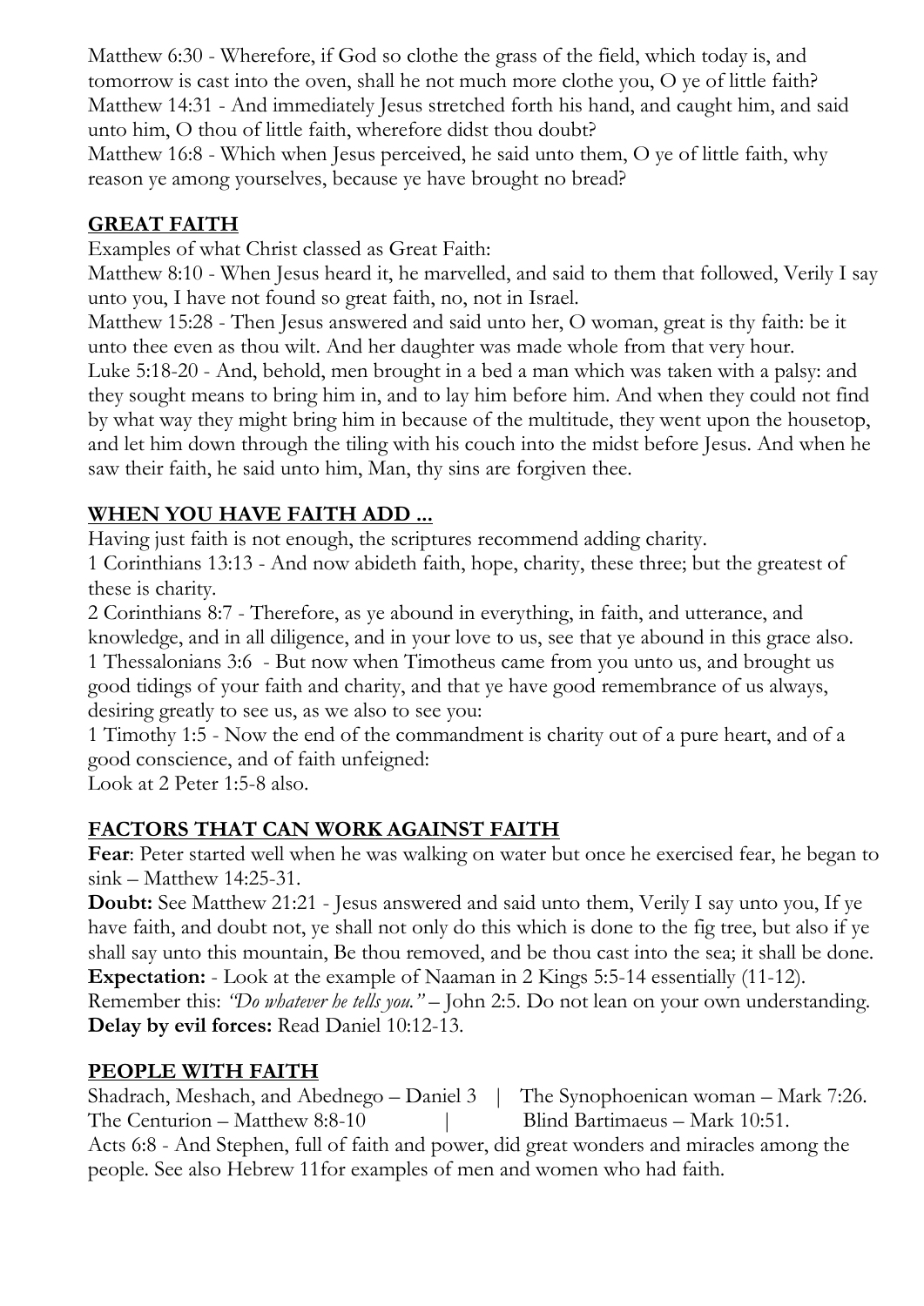Matthew 6:30 - Wherefore, if God so clothe the grass of the field, which today is, and tomorrow is cast into the oven, shall he not much more clothe you, O ye of little faith?
Matthew 14:31 - And immediately Jesus stretched forth his hand, and caught him, and said unto him, O thou of little faith, wherefore didst thou doubt?
Matthew 16:8 - Which when Jesus perceived, he said unto them, O ye of little faith, why reason ye among yourselves, because ye have brought no bread?

## GREAT FAITH

Examples of what Christ classed as Great Faith:
Matthew 8:10 - When Jesus heard it, he marvelled, and said to them that followed, Verily I say unto you, I have not found so great faith, no, not in Israel.
Matthew 15:28 - Then Jesus answered and said unto her, O woman, great is thy faith: be it unto thee even as thou wilt. And her daughter was made whole from that very hour.
Luke 5:18-20 - And, behold, men brought in a bed a man which was taken with a palsy: and they sought means to bring him in, and to lay him before him. And when they could not find by what way they might bring him in because of the multitude, they went upon the housetop, and let him down through the tiling with his couch into the midst before Jesus. And when he saw their faith, he said unto him, Man, thy sins are forgiven thee.

## WHEN YOU HAVE FAITH ADD ...

Having just faith is not enough, the scriptures recommend adding charity.
1 Corinthians 13:13 - And now abideth faith, hope, charity, these three; but the greatest of these is charity.
2 Corinthians 8:7 - Therefore, as ye abound in everything, in faith, and utterance, and knowledge, and in all diligence, and in your love to us, see that ye abound in this grace also.
1 Thessalonians 3:6 - But now when Timotheus came from you unto us, and brought us good tidings of your faith and charity, and that ye have good remembrance of us always, desiring greatly to see us, as we also to see you:
1 Timothy 1:5 - Now the end of the commandment is charity out of a pure heart, and of a good conscience, and of faith unfeigned:
Look at 2 Peter 1:5-8 also.

## FACTORS THAT CAN WORK AGAINST FAITH

**Fear**: Peter started well when he was walking on water but once he exercised fear, he began to sink – Matthew 14:25-31.
**Doubt:** See Matthew 21:21 - Jesus answered and said unto them, Verily I say unto you, If ye have faith, and doubt not, ye shall not only do this which is done to the fig tree, but also if ye shall say unto this mountain, Be thou removed, and be thou cast into the sea; it shall be done.
**Expectation:** - Look at the example of Naaman in 2 Kings 5:5-14 essentially (11-12). Remember this: *"Do whatever he tells you."* – John 2:5. Do not lean on your own understanding.
**Delay by evil forces:** Read Daniel 10:12-13.

## PEOPLE WITH FAITH

Shadrach, Meshach, and Abednego – Daniel 3 | The Synophoenican woman – Mark 7:26.
The Centurion – Matthew 8:8-10 | Blind Bartimaeus – Mark 10:51.
Acts 6:8 - And Stephen, full of faith and power, did great wonders and miracles among the people. See also Hebrew 11for examples of men and women who had faith.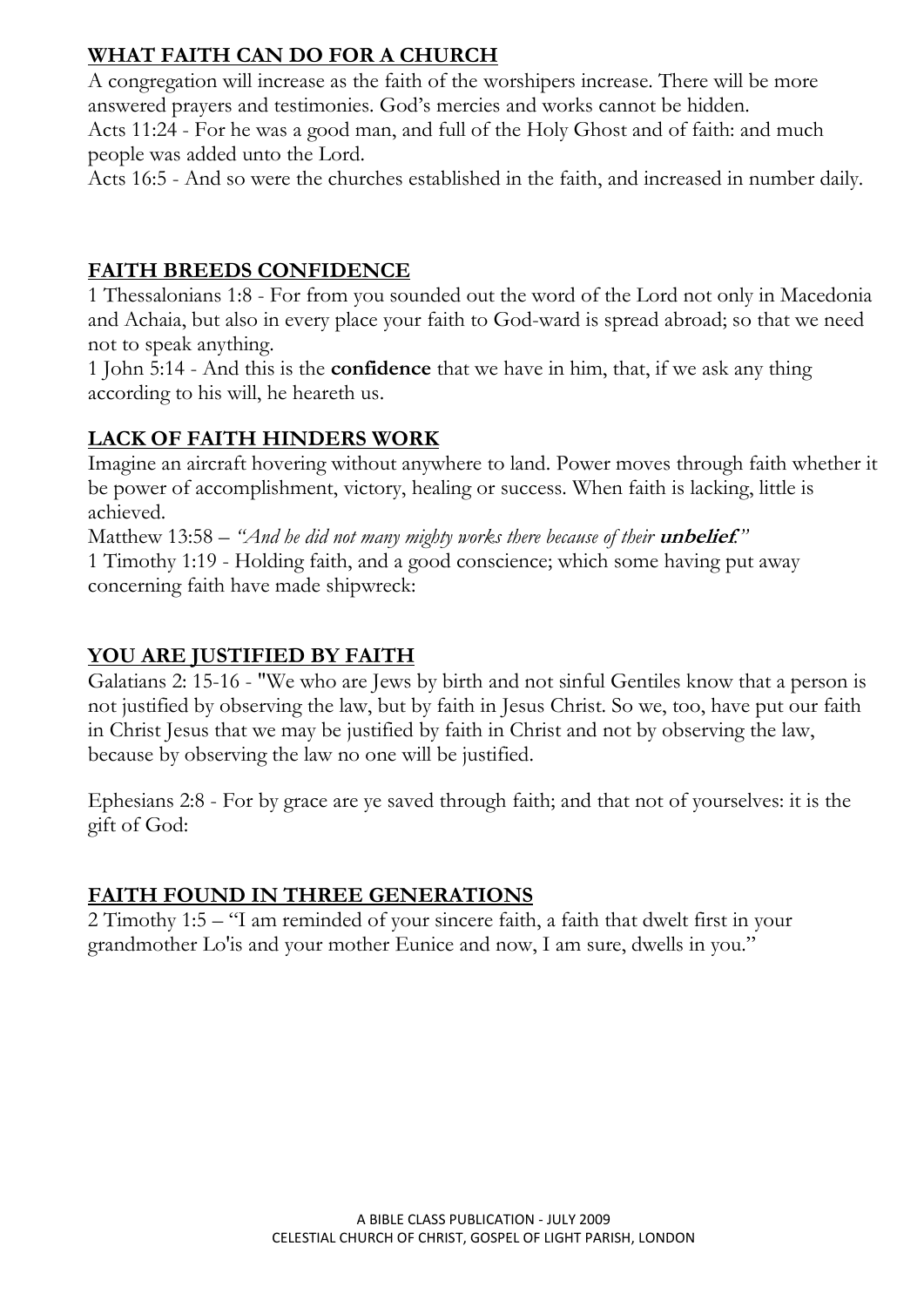## **WHAT FAITH CAN DO FOR A CHURCH**

A congregation will increase as the faith of the worshipers increase. There will be more answered prayers and testimonies. God's mercies and works cannot be hidden.

Acts 11:24 - For he was a good man, and full of the Holy Ghost and of faith: and much people was added unto the Lord.

Acts 16:5 - And so were the churches established in the faith, and increased in number daily.

## **FAITH BREEDS CONFIDENCE**

1 Thessalonians 1:8 - For from you sounded out the word of the Lord not only in Macedonia and Achaia, but also in every place your faith to God-ward is spread abroad; so that we need not to speak anything.

1 John 5:14 - And this is the **confidence** that we have in him, that, if we ask any thing according to his will, he heareth us.

## **LACK OF FAITH HINDERS WORK**

Imagine an aircraft hovering without anywhere to land. Power moves through faith whether it be power of accomplishment, victory, healing or success. When faith is lacking, little is achieved.

Matthew 13:58 – *"And he did not many mighty works there because of their* ***unbelief****."*

1 Timothy 1:19 - Holding faith, and a good conscience; which some having put away concerning faith have made shipwreck:

## **YOU ARE JUSTIFIED BY FAITH**

Galatians 2: 15-16 - "We who are Jews by birth and not sinful Gentiles know that a person is not justified by observing the law, but by faith in Jesus Christ. So we, too, have put our faith in Christ Jesus that we may be justified by faith in Christ and not by observing the law, because by observing the law no one will be justified.

Ephesians 2:8 - For by grace are ye saved through faith; and that not of yourselves: it is the gift of God:

## **FAITH FOUND IN THREE GENERATIONS**

2 Timothy 1:5 – "I am reminded of your sincere faith, a faith that dwelt first in your grandmother Lo'is and your mother Eunice and now, I am sure, dwells in you."

A BIBLE CLASS PUBLICATION - JULY 2009
CELESTIAL CHURCH OF CHRIST, GOSPEL OF LIGHT PARISH, LONDON